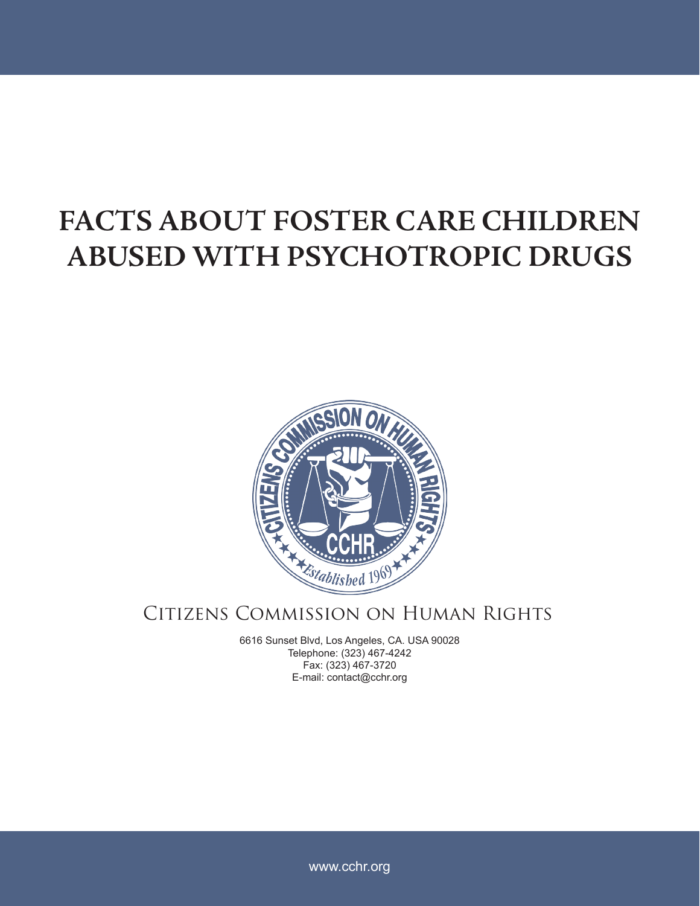# FACTS ABOUT FOSTER CARE CHILDREN ABUSED WITH PSYCHOTROPIC DRUGS

CITIZENS COMMISSION ON HUMAN RIGHTS

6616 Sunset Blvd, Los Angeles, CA. USA 90028
Telephone: (323) 467-4242
Fax: (323) 467-3720
E-mail: contact@cchr.org

www.cchr.org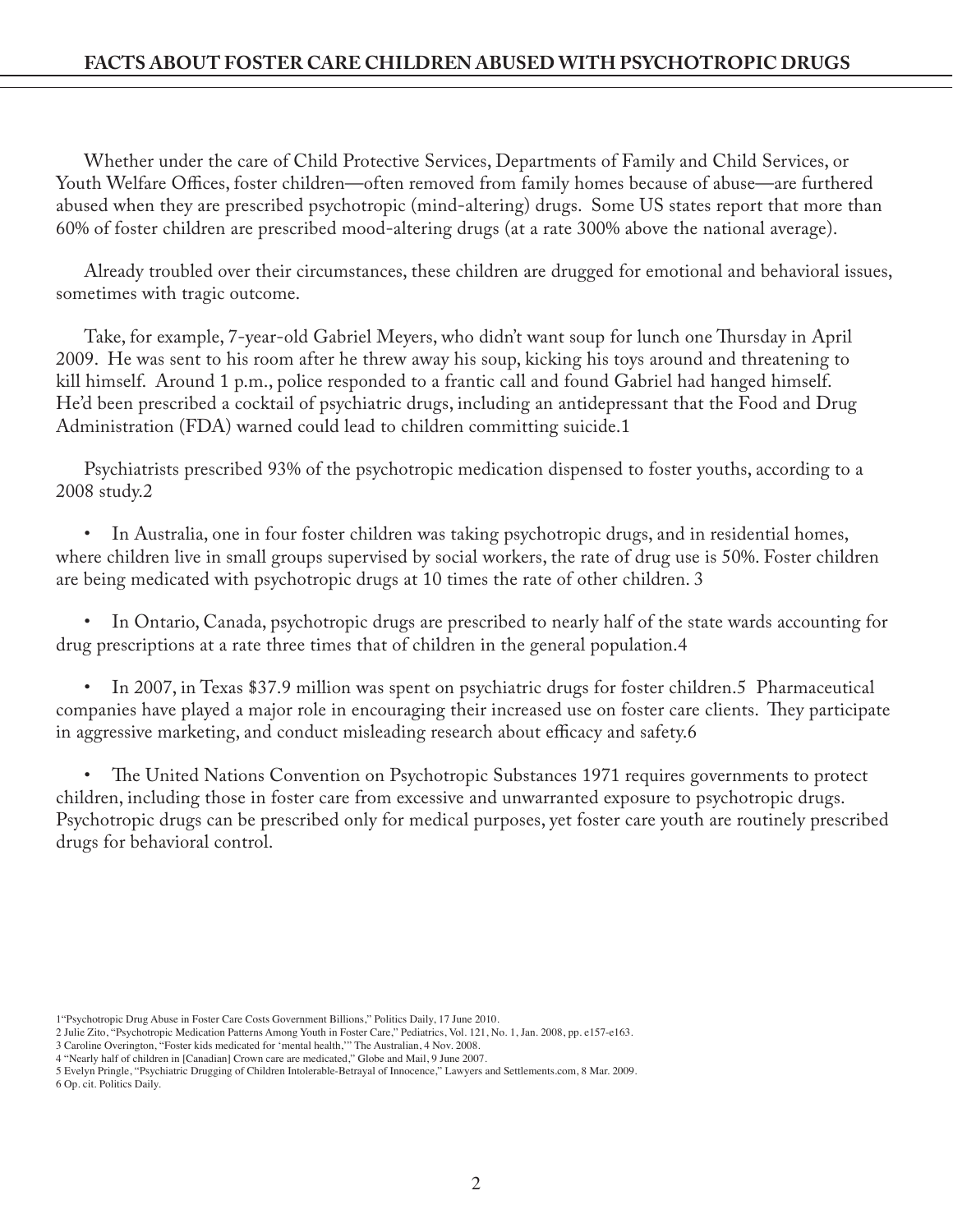## FACTS ABOUT FOSTER CARE CHILDREN ABUSED WITH PSYCHOTROPIC DRUGS

Whether under the care of Child Protective Services, Departments of Family and Child Services, or Youth Welfare Offices, foster children—often removed from family homes because of abuse—are furthered abused when they are prescribed psychotropic (mind-altering) drugs. Some US states report that more than 60% of foster children are prescribed mood-altering drugs (at a rate 300% above the national average).

Already troubled over their circumstances, these children are drugged for emotional and behavioral issues, sometimes with tragic outcome.

Take, for example, 7-year-old Gabriel Meyers, who didn't want soup for lunch one Thursday in April 2009. He was sent to his room after he threw away his soup, kicking his toys around and threatening to kill himself. Around 1 p.m., police responded to a frantic call and found Gabriel had hanged himself. He'd been prescribed a cocktail of psychiatric drugs, including an antidepressant that the Food and Drug Administration (FDA) warned could lead to children committing suicide.[1]

Psychiatrists prescribed 93% of the psychotropic medication dispensed to foster youths, according to a 2008 study.[2]

- In Australia, one in four foster children was taking psychotropic drugs, and in residential homes, where children live in small groups supervised by social workers, the rate of drug use is 50%. Foster children are being medicated with psychotropic drugs at 10 times the rate of other children. [3]

- In Ontario, Canada, psychotropic drugs are prescribed to nearly half of the state wards accounting for drug prescriptions at a rate three times that of children in the general population.[4]

- In 2007, in Texas $37.9 million was spent on psychiatric drugs for foster children.[5] Pharmaceutical companies have played a major role in encouraging their increased use on foster care clients. They participate in aggressive marketing, and conduct misleading research about efficacy and safety.[6]

- The United Nations Convention on Psychotropic Substances 1971 requires governments to protect children, including those in foster care from excessive and unwarranted exposure to psychotropic drugs. Psychotropic drugs can be prescribed only for medical purposes, yet foster care youth are routinely prescribed drugs for behavioral control.

1 "Psychotropic Drug Abuse in Foster Care Costs Government Billions," Politics Daily, 17 June 2010.
2 Julie Zito, "Psychotropic Medication Patterns Among Youth in Foster Care," Pediatrics, Vol. 121, No. 1, Jan. 2008, pp. e157-e163.
3 Caroline Overington, "Foster kids medicated for 'mental health,'" The Australian, 4 Nov. 2008.
4 "Nearly half of children in [Canadian] Crown care are medicated," Globe and Mail, 9 June 2007.
5 Evelyn Pringle, "Psychiatric Drugging of Children Intolerable-Betrayal of Innocence," Lawyers and Settlements.com, 8 Mar. 2009.
6 Op. cit. Politics Daily.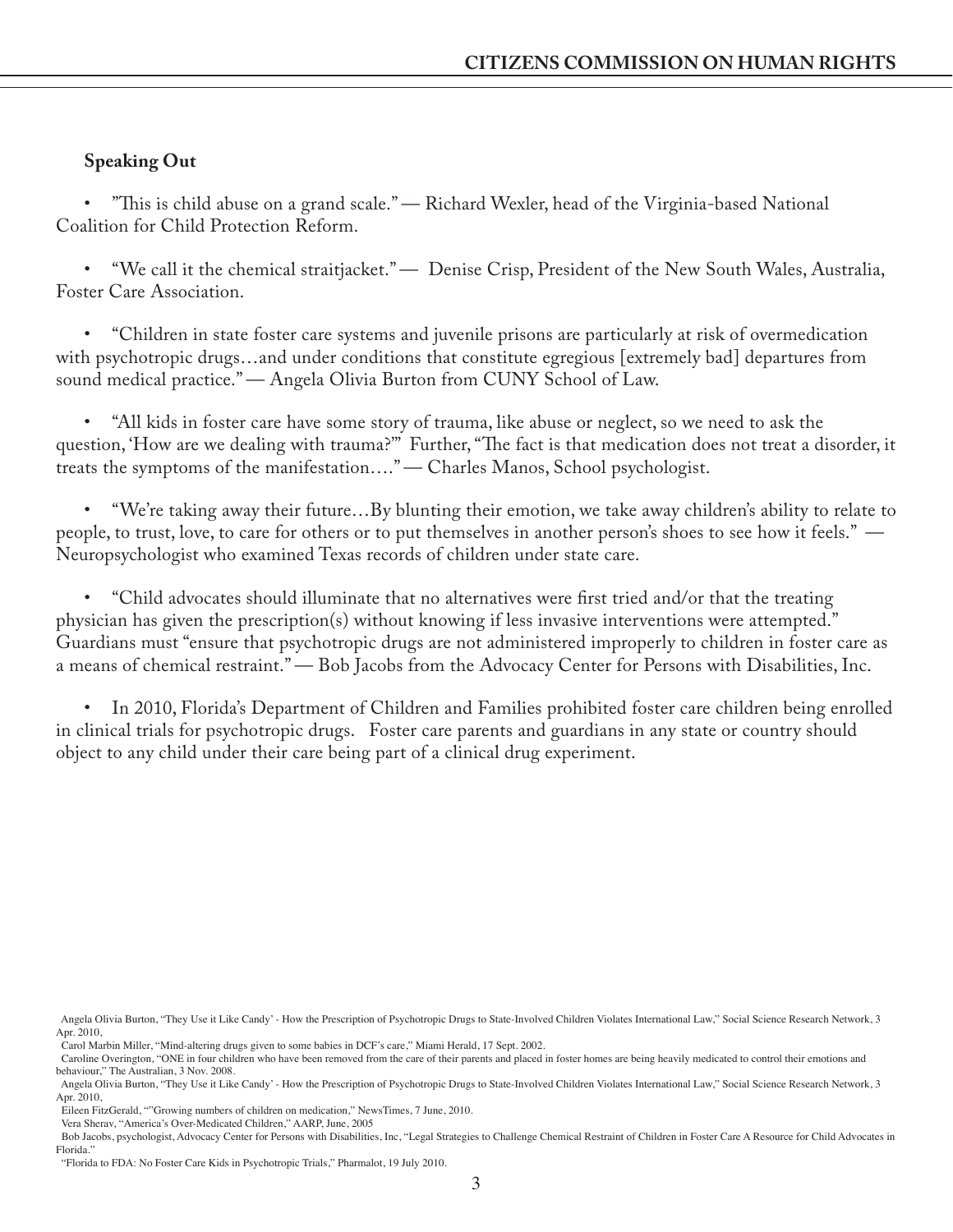**Speaking Out**

- "This is child abuse on a grand scale." — Richard Wexler, head of the Virginia-based National Coalition for Child Protection Reform.

- "We call it the chemical straitjacket." — Denise Crisp, President of the New South Wales, Australia, Foster Care Association.

- "Children in state foster care systems and juvenile prisons are particularly at risk of overmedication with psychotropic drugs…and under conditions that constitute egregious [extremely bad] departures from sound medical practice." — Angela Olivia Burton from CUNY School of Law.

- "All kids in foster care have some story of trauma, like abuse or neglect, so we need to ask the question, 'How are we dealing with trauma?'" Further, "The fact is that medication does not treat a disorder, it treats the symptoms of the manifestation…." — Charles Manos, School psychologist.

- "We're taking away their future…By blunting their emotion, we take away children's ability to relate to people, to trust, love, to care for others or to put themselves in another person's shoes to see how it feels." — Neuropsychologist who examined Texas records of children under state care.

- "Child advocates should illuminate that no alternatives were first tried and/or that the treating physician has given the prescription(s) without knowing if less invasive interventions were attempted." Guardians must "ensure that psychotropic drugs are not administered improperly to children in foster care as a means of chemical restraint." — Bob Jacobs from the Advocacy Center for Persons with Disabilities, Inc.

- In 2010, Florida's Department of Children and Families prohibited foster care children being enrolled in clinical trials for psychotropic drugs. Foster care parents and guardians in any state or country should object to any child under their care being part of a clinical drug experiment.

Angela Olivia Burton, "They Use it Like Candy' - How the Prescription of Psychotropic Drugs to State-Involved Children Violates International Law," Social Science Research Network, 3 Apr. 2010,

Carol Marbin Miller, "Mind-altering drugs given to some babies in DCF's care," Miami Herald, 17 Sept. 2002.

Caroline Overington, "ONE in four children who have been removed from the care of their parents and placed in foster homes are being heavily medicated to control their emotions and behaviour," The Australian, 3 Nov. 2008.

Angela Olivia Burton, "They Use it Like Candy' - How the Prescription of Psychotropic Drugs to State-Involved Children Violates International Law," Social Science Research Network, 3 Apr. 2010,

Eileen FitzGerald, ""Growing numbers of children on medication," NewsTimes, 7 June, 2010.

Vera Sherav, "America's Over-Medicated Children," AARP, June, 2005

Bob Jacobs, psychologist, Advocacy Center for Persons with Disabilities, Inc, "Legal Strategies to Challenge Chemical Restraint of Children in Foster Care A Resource for Child Advocates in Florida."

"Florida to FDA: No Foster Care Kids in Psychotropic Trials," Pharmalot, 19 July 2010.